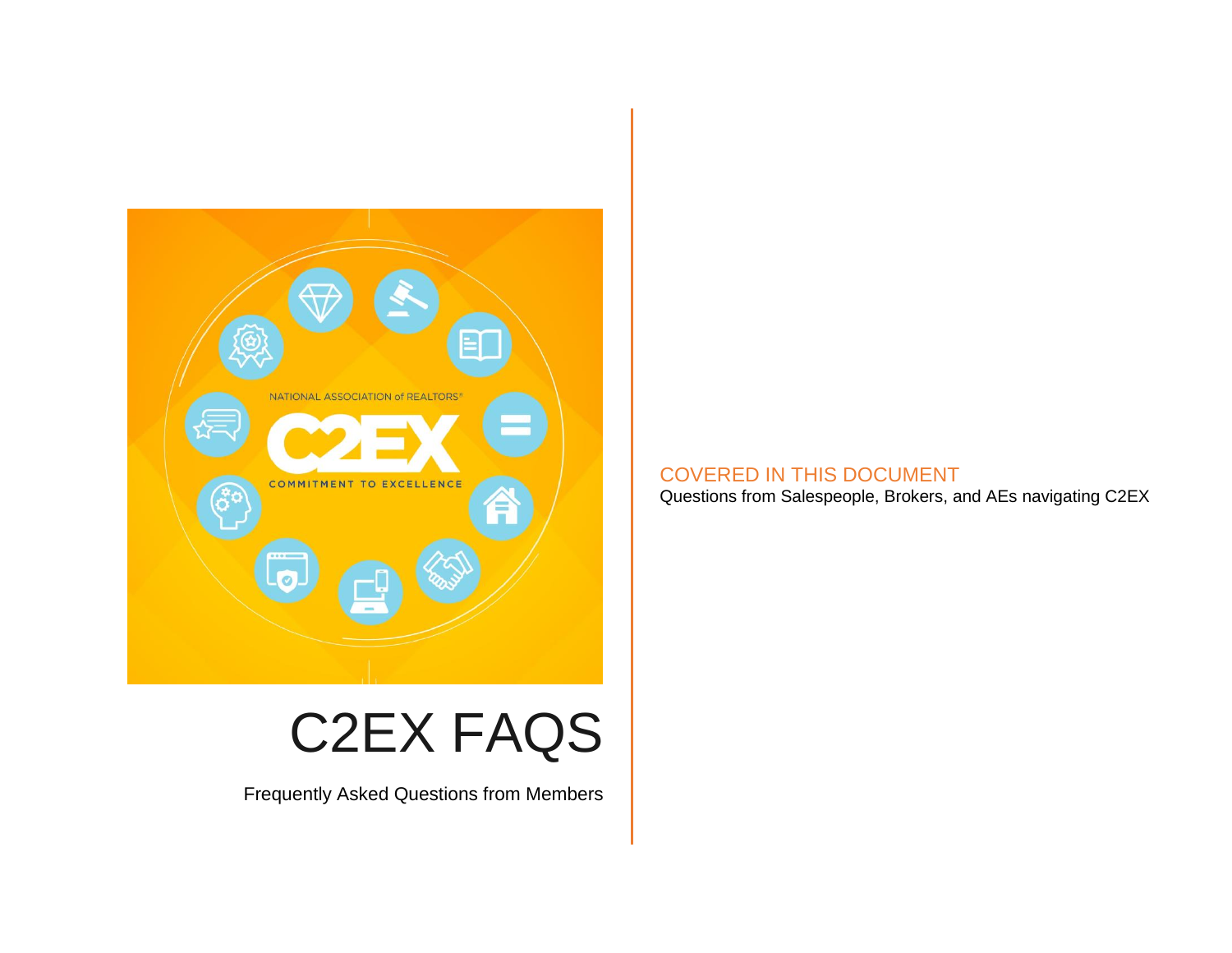# C2EX FAQS

Frequently Asked Questions from Members

COVERED IN THIS DOCUMENT

Questions from Salespeople, Brokers, and AEs navigating C2EX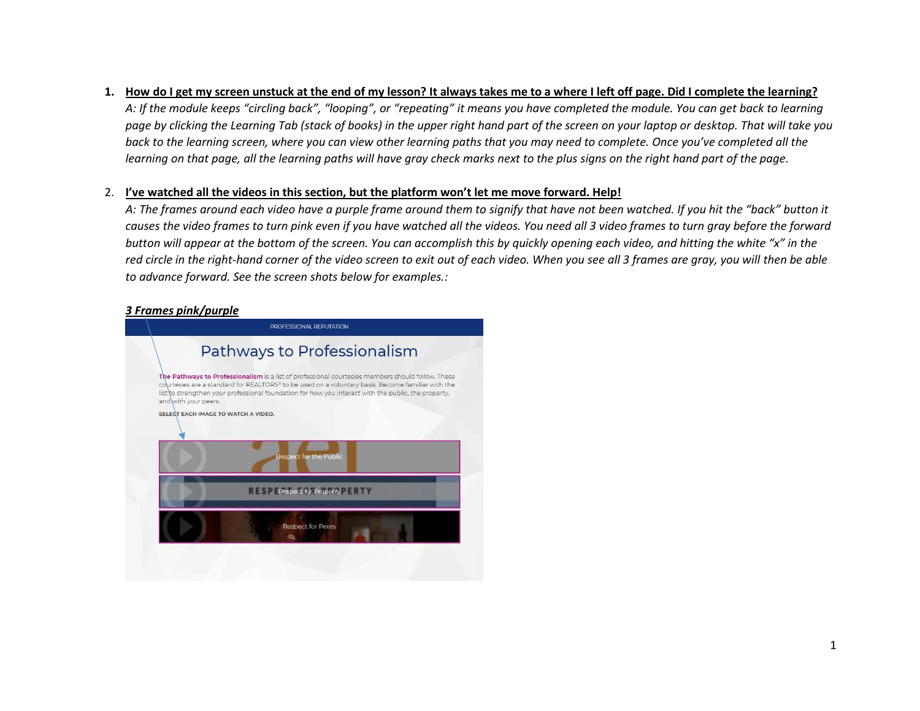1. **<u>How do I get my screen unstuck at the end of my lesson? It always takes me to a where I left off page. Did I complete the learning?</u>**
   *A: If the module keeps "circling back", "looping", or "repeating" it means you have completed the module. You can get back to learning page by clicking the Learning Tab (stack of books) in the upper right hand part of the screen on your laptop or desktop. That will take you back to the learning screen, where you can view other learning paths that you may need to complete. Once you've completed all the learning on that page, all the learning paths will have gray check marks next to the plus signs on the right hand part of the page.*

2. **<u>I've watched all the videos in this section, but the platform won't let me move forward. Help!</u>**
   *A: The frames around each video have a purple frame around them to signify that have not been watched. If you hit the "back" button it causes the video frames to turn pink even if you have watched all the videos. You need all 3 video frames to turn gray before the forward button will appear at the bottom of the screen. You can accomplish this by quickly opening each video, and hitting the white "x" in the red circle in the right-hand corner of the video screen to exit out of each video. When you see all 3 frames are gray, you will then be able to advance forward. See the screen shots below for examples.:*

***<u>3 Frames pink/purple</u>***

PROFESSIONAL REPUTATION

Pathways to Professionalism

The Pathways to Professionalism is a list of professional courtesies members should follow. These courtesies are a standard for REALTORS® to be used on a voluntary basis. Become familiar with the list to strengthen your professional foundation for how you interact with the public, the property, and with your peers.

SELECT EACH IMAGE TO WATCH A VIDEO.

Respect for the Public

Respect for Property

Respect for Peers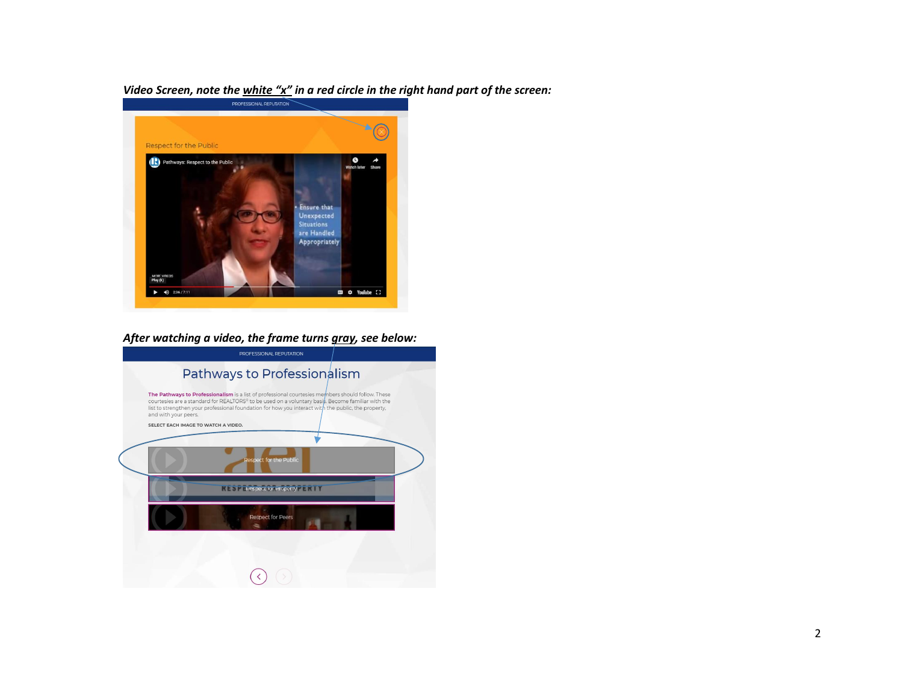***Video Screen, note the <u>white "x"</u> in a red circle in the right hand part of the screen:***

***After watching a video, the frame turns <u>gray</u>, see below:***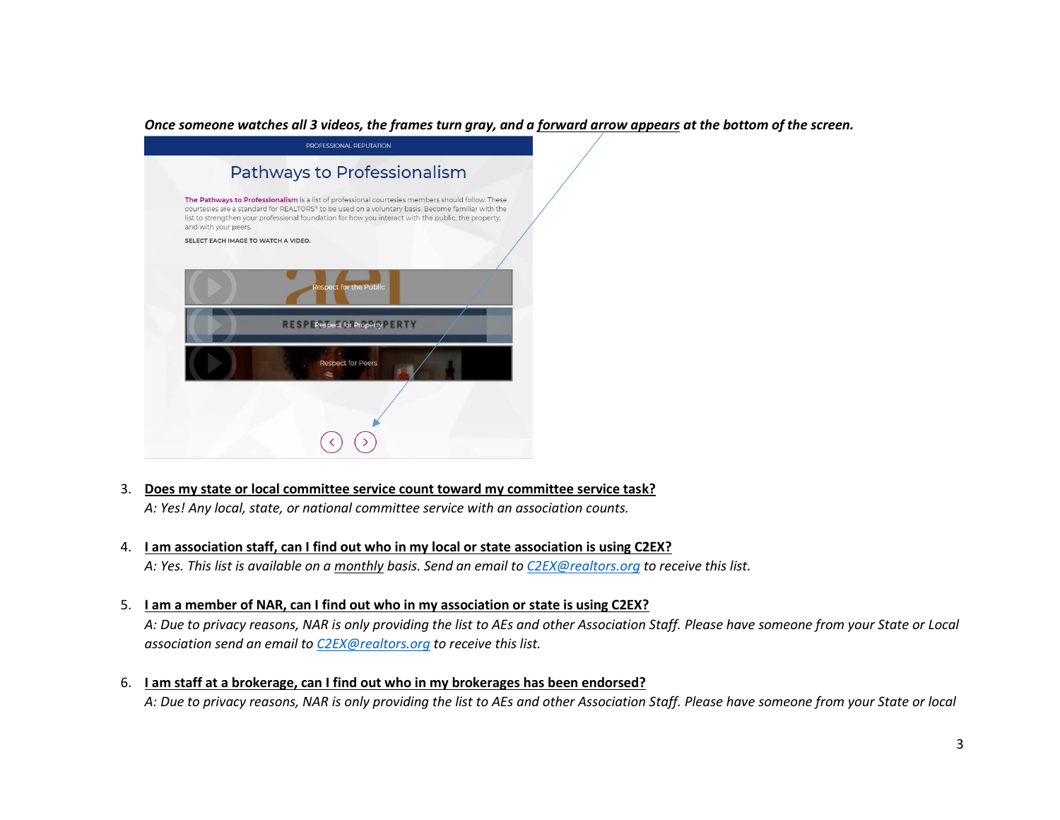***Once someone watches all 3 videos, the frames turn gray, and a <u>forward arrow appears</u> at the bottom of the screen.***

PROFESSIONAL REPUTATION

Pathways to Professionalism

The Pathways to Professionalism is a list of professional courtesies members should follow. These courtesies are a standard for REALTORS® to be used on a voluntary basis. Become familiar with the list to strengthen your professional foundation for how you interact with the public, the property, and with your peers.

SELECT EACH IMAGE TO WATCH A VIDEO.

Respect for the Public

Respect for Property

Respect for Peers

3. **<u>Does my state or local committee service count toward my committee service task?</u>**
   *A: Yes! Any local, state, or national committee service with an association counts.*

4. **<u>I am association staff, can I find out who in my local or state association is using C2EX?</u>**
   *A: Yes. This list is available on a <u>monthly</u> basis. Send an email to [C2EX@realtors.org](mailto:C2EX@realtors.org) to receive this list.*

5. **<u>I am a member of NAR, can I find out who in my association or state is using C2EX?</u>**
   *A: Due to privacy reasons, NAR is only providing the list to AEs and other Association Staff. Please have someone from your State or Local association send an email to [C2EX@realtors.org](mailto:C2EX@realtors.org) to receive this list.*

6. **<u>I am staff at a brokerage, can I find out who in my brokerages has been endorsed?</u>**
   *A: Due to privacy reasons, NAR is only providing the list to AEs and other Association Staff. Please have someone from your State or local*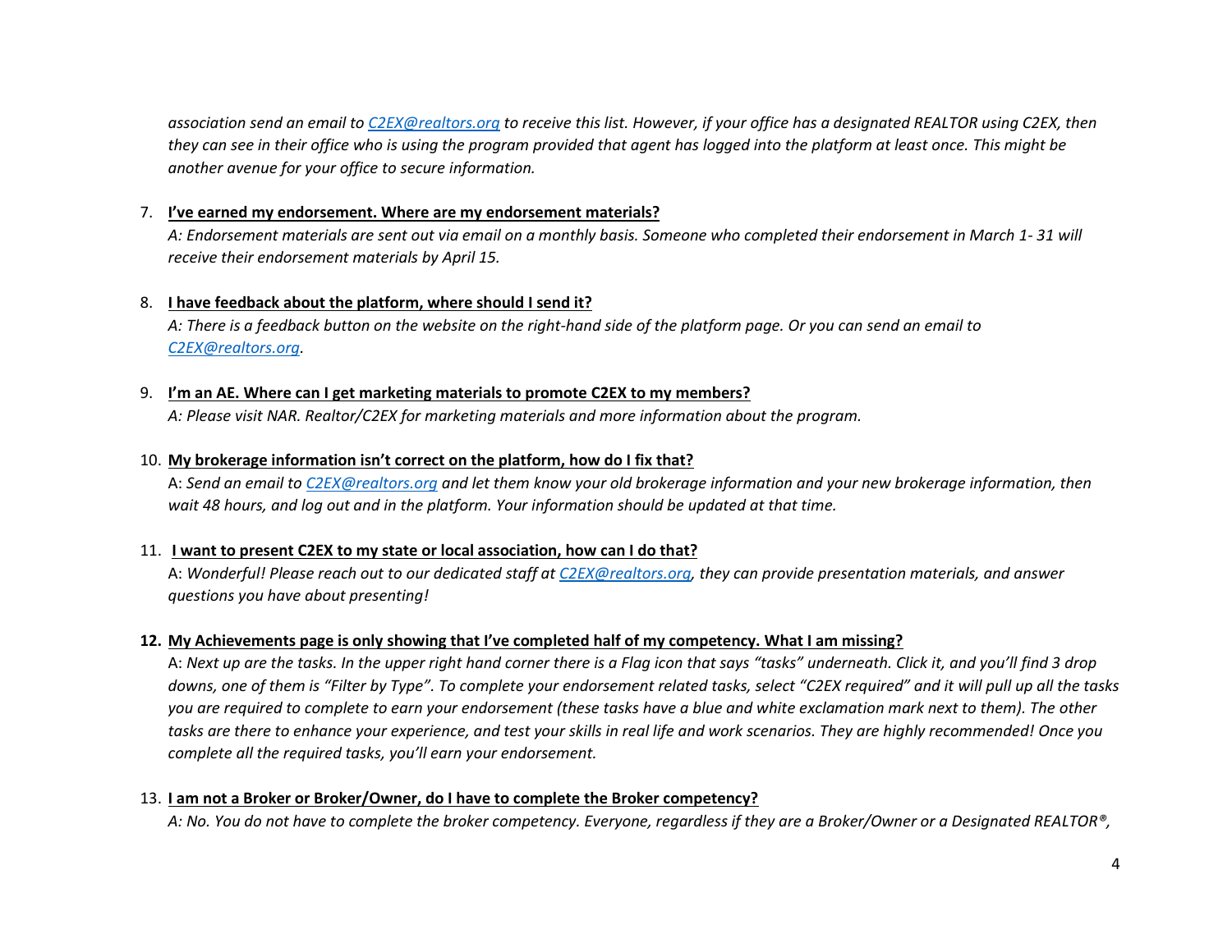*association send an email to [C2EX@realtors.org](mailto:C2EX@realtors.org) to receive this list. However, if your office has a designated REALTOR using C2EX, then they can see in their office who is using the program provided that agent has logged into the platform at least once. This might be another avenue for your office to secure information.*

7. **<u>I've earned my endorsement. Where are my endorsement materials?</u>**
   *A: Endorsement materials are sent out via email on a monthly basis. Someone who completed their endorsement in March 1- 31 will receive their endorsement materials by April 15.*

8. **<u>I have feedback about the platform, where should I send it?</u>**
   *A: There is a feedback button on the website on the right-hand side of the platform page. Or you can send an email to [C2EX@realtors.org](mailto:C2EX@realtors.org).*

9. **<u>I'm an AE. Where can I get marketing materials to promote C2EX to my members?</u>**
   *A: Please visit NAR. Realtor/C2EX for marketing materials and more information about the program.*

10. **<u>My brokerage information isn't correct on the platform, how do I fix that?</u>**
    A: *Send an email to [C2EX@realtors.org](mailto:C2EX@realtors.org) and let them know your old brokerage information and your new brokerage information, then wait 48 hours, and log out and in the platform. Your information should be updated at that time.*

11. **<u>I want to present C2EX to my state or local association, how can I do that?</u>**
    A: *Wonderful! Please reach out to our dedicated staff at [C2EX@realtors.org](mailto:C2EX@realtors.org), they can provide presentation materials, and answer questions you have about presenting!*

12. **<u>My Achievements page is only showing that I've completed half of my competency. What I am missing?</u>**
    A: *Next up are the tasks. In the upper right hand corner there is a Flag icon that says "tasks" underneath. Click it, and you'll find 3 drop downs, one of them is "Filter by Type". To complete your endorsement related tasks, select "C2EX required" and it will pull up all the tasks you are required to complete to earn your endorsement (these tasks have a blue and white exclamation mark next to them). The other tasks are there to enhance your experience, and test your skills in real life and work scenarios. They are highly recommended! Once you complete all the required tasks, you'll earn your endorsement.*

13. **<u>I am not a Broker or Broker/Owner, do I have to complete the Broker competency?</u>**
    *A: No. You do not have to complete the broker competency. Everyone, regardless if they are a Broker/Owner or a Designated REALTOR®,*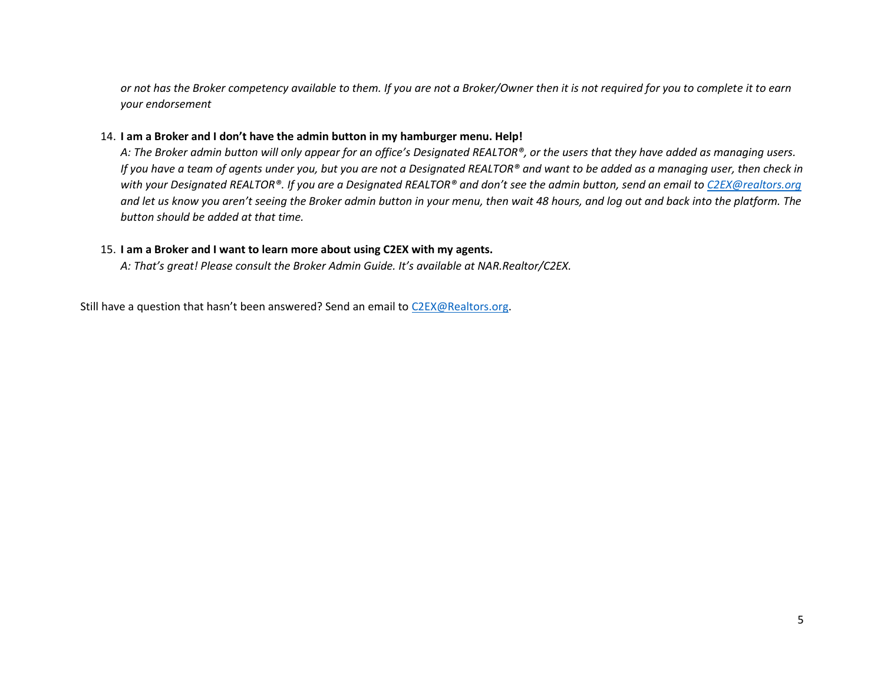*or not has the Broker competency available to them. If you are not a Broker/Owner then it is not required for you to complete it to earn your endorsement*

14. **I am a Broker and I don't have the admin button in my hamburger menu. Help!**
    *A: The Broker admin button will only appear for an office's Designated REALTOR®, or the users that they have added as managing users. If you have a team of agents under you, but you are not a Designated REALTOR® and want to be added as a managing user, then check in with your Designated REALTOR®. If you are a Designated REALTOR® and don't see the admin button, send an email to [C2EX@realtors.org](mailto:C2EX@realtors.org) and let us know you aren't seeing the Broker admin button in your menu, then wait 48 hours, and log out and back into the platform. The button should be added at that time.*

15. **I am a Broker and I want to learn more about using C2EX with my agents.**
    *A: That's great! Please consult the Broker Admin Guide. It's available at NAR.Realtor/C2EX.*

Still have a question that hasn't been answered? Send an email to [C2EX@Realtors.org](mailto:C2EX@Realtors.org).